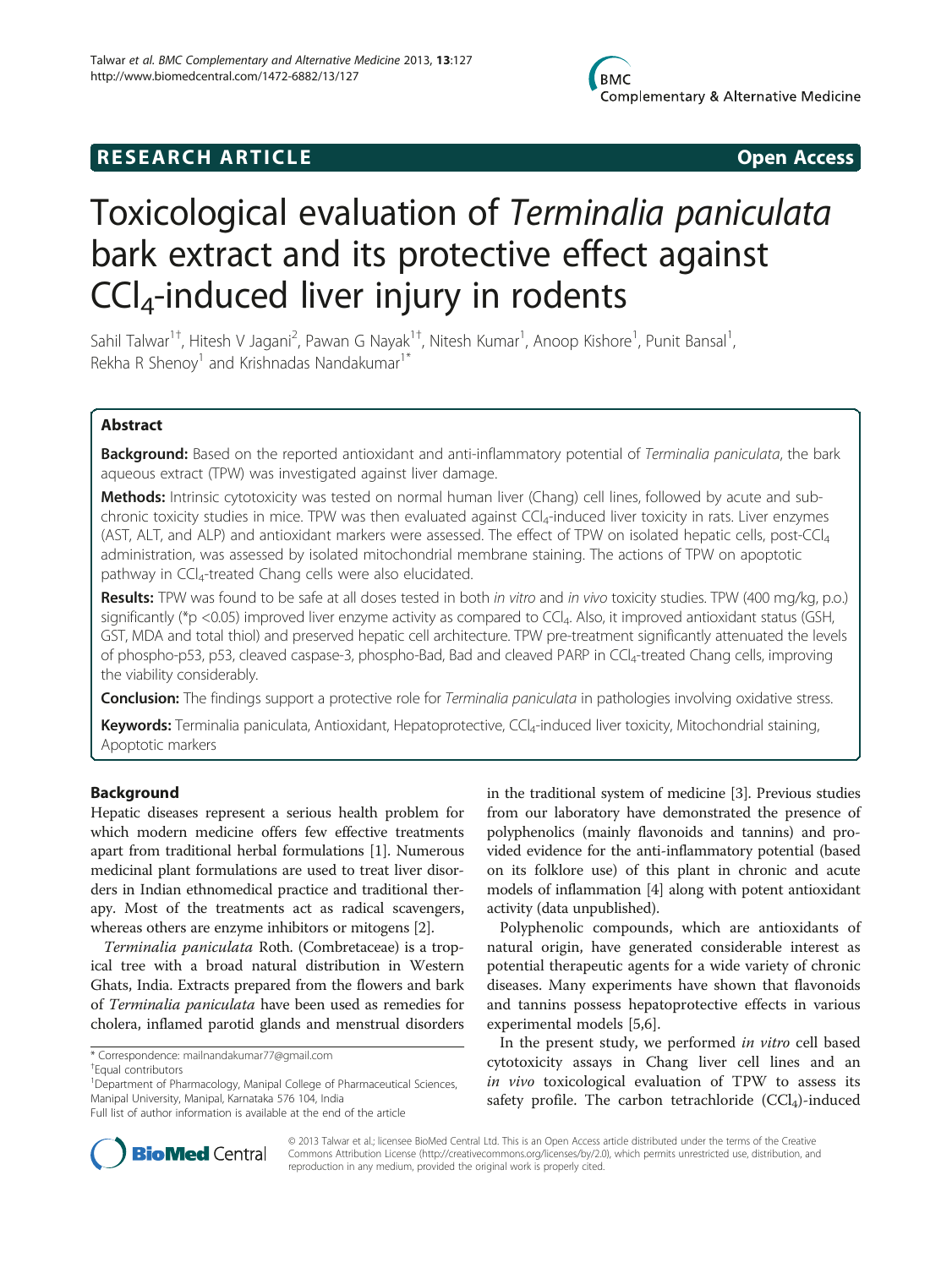**RESEARCH ARTICLE** **Open Access**

# Toxicological evaluation of *Terminalia paniculata* bark extract and its protective effect against $CCl_4$-induced liver injury in rodents

Sahil Talwar[1†], Hitesh V Jagani[2], Pawan G Nayak[1†], Nitesh Kumar[1], Anoop Kishore[1], Punit Bansal[1], Rekha R Shenoy[1] and Krishnadas Nandakumar[1*]

## Abstract

**Background:** Based on the reported antioxidant and anti-inflammatory potential of *Terminalia paniculata*, the bark aqueous extract (TPW) was investigated against liver damage.

**Methods:** Intrinsic cytotoxicity was tested on normal human liver (Chang) cell lines, followed by acute and sub-chronic toxicity studies in mice. TPW was then evaluated against $CCl_4$-induced liver toxicity in rats. Liver enzymes (AST, ALT, and ALP) and antioxidant markers were assessed. The effect of TPW on isolated hepatic cells, post-$CCl_4$ administration, was assessed by isolated mitochondrial membrane staining. The actions of TPW on apoptotic pathway in $CCl_4$-treated Chang cells were also elucidated.

**Results:** TPW was found to be safe at all doses tested in both *in vitro* and *in vivo* toxicity studies. TPW (400 mg/kg, p.o.) significantly (*p <0.05) improved liver enzyme activity as compared to $CCl_4$. Also, it improved antioxidant status (GSH, GST, MDA and total thiol) and preserved hepatic cell architecture. TPW pre-treatment significantly attenuated the levels of phospho-p53, p53, cleaved caspase-3, phospho-Bad, Bad and cleaved PARP in $CCl_4$-treated Chang cells, improving the viability considerably.

**Conclusion:** The findings support a protective role for *Terminalia paniculata* in pathologies involving oxidative stress.

**Keywords:** Terminalia paniculata, Antioxidant, Hepatoprotective, $CCl_4$-induced liver toxicity, Mitochondrial staining, Apoptotic markers

## Background

Hepatic diseases represent a serious health problem for which modern medicine offers few effective treatments apart from traditional herbal formulations [1]. Numerous medicinal plant formulations are used to treat liver disorders in Indian ethnomedical practice and traditional therapy. Most of the treatments act as radical scavengers, whereas others are enzyme inhibitors or mitogens [2].

*Terminalia paniculata* Roth. (Combretaceae) is a tropical tree with a broad natural distribution in Western Ghats, India. Extracts prepared from the flowers and bark of *Terminalia paniculata* have been used as remedies for cholera, inflamed parotid glands and menstrual disorders in the traditional system of medicine [3]. Previous studies from our laboratory have demonstrated the presence of polyphenolics (mainly flavonoids and tannins) and provided evidence for the anti-inflammatory potential (based on its folklore use) of this plant in chronic and acute models of inflammation [4] along with potent antioxidant activity (data unpublished).

Polyphenolic compounds, which are antioxidants of natural origin, have generated considerable interest as potential therapeutic agents for a wide variety of chronic diseases. Many experiments have shown that flavonoids and tannins possess hepatoprotective effects in various experimental models [5,6].

In the present study, we performed *in vitro* cell based cytotoxicity assays in Chang liver cell lines and an *in vivo* toxicological evaluation of TPW to assess its safety profile. The carbon tetrachloride ($CCl_4$)-induced

\* Correspondence: mailnandakumar77@gmail.com
†Equal contributors
[1]Department of Pharmacology, Manipal College of Pharmaceutical Sciences, Manipal University, Manipal, Karnataka 576 104, India
Full list of author information is available at the end of the article

© 2013 Talwar et al.; licensee BioMed Central Ltd. This is an Open Access article distributed under the terms of the Creative Commons Attribution License (http://creativecommons.org/licenses/by/2.0), which permits unrestricted use, distribution, and reproduction in any medium, provided the original work is properly cited.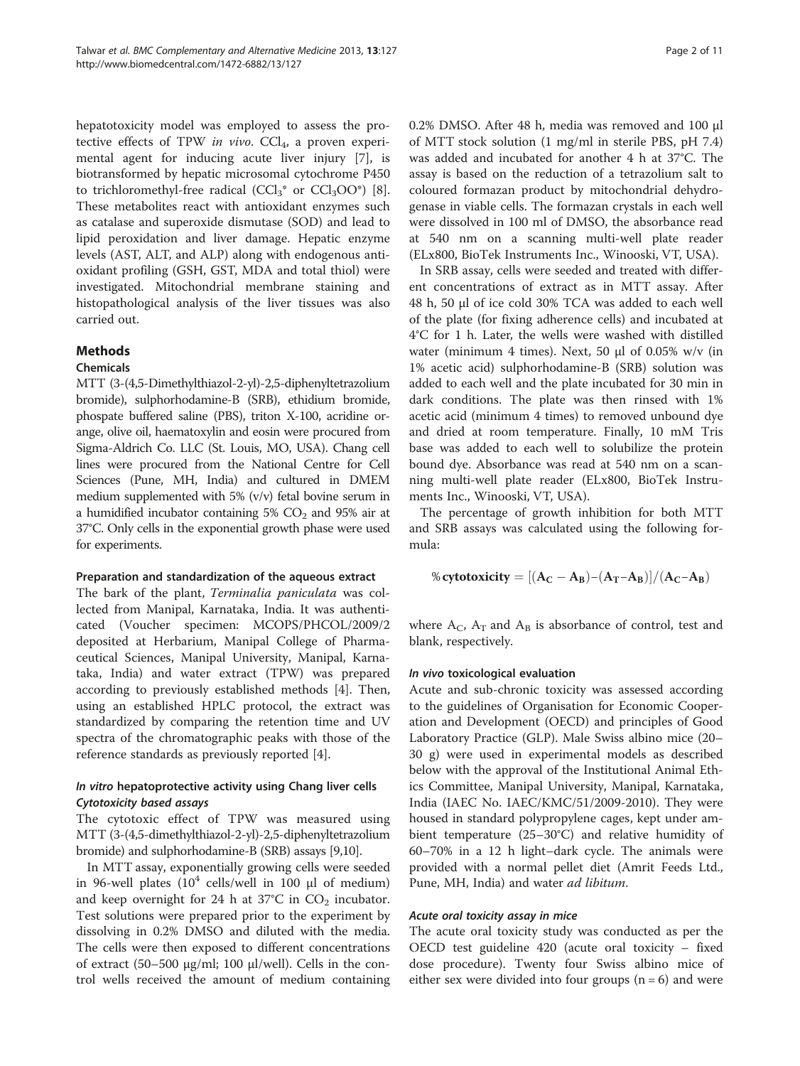hepatotoxicity model was employed to assess the protective effects of TPW *in vivo*. $CCl_4$, a proven experimental agent for inducing acute liver injury [7], is biotransformed by hepatic microsomal cytochrome P450 to trichloromethyl-free radical ($CCl_3^*$ or $CCl_3OO^*$) [8]. These metabolites react with antioxidant enzymes such as catalase and superoxide dismutase (SOD) and lead to lipid peroxidation and liver damage. Hepatic enzyme levels (AST, ALT, and ALP) along with endogenous antioxidant profiling (GSH, GST, MDA and total thiol) were investigated. Mitochondrial membrane staining and histopathological analysis of the liver tissues was also carried out.

## Methods

### Chemicals

MTT (3-(4,5-Dimethylthiazol-2-yl)-2,5-diphenyltetrazolium bromide), sulphorhodamine-B (SRB), ethidium bromide, phospate buffered saline (PBS), triton X-100, acridine orange, olive oil, haematoxylin and eosin were procured from Sigma-Aldrich Co. LLC (St. Louis, MO, USA). Chang cell lines were procured from the National Centre for Cell Sciences (Pune, MH, India) and cultured in DMEM medium supplemented with 5% (v/v) fetal bovine serum in a humidified incubator containing 5% $CO_2$ and 95% air at 37°C. Only cells in the exponential growth phase were used for experiments.

### Preparation and standardization of the aqueous extract

The bark of the plant, *Terminalia paniculata* was collected from Manipal, Karnataka, India. It was authenticated (Voucher specimen: MCOPS/PHCOL/2009/2 deposited at Herbarium, Manipal College of Pharmaceutical Sciences, Manipal University, Manipal, Karnataka, India) and water extract (TPW) was prepared according to previously established methods [4]. Then, using an established HPLC protocol, the extract was standardized by comparing the retention time and UV spectra of the chromatographic peaks with those of the reference standards as previously reported [4].

### *In vitro* hepatoprotective activity using Chang liver cells

#### *Cytotoxicity based assays*

The cytotoxic effect of TPW was measured using MTT (3-(4,5-dimethylthiazol-2-yl)-2,5-diphenyltetrazolium bromide) and sulphorhodamine-B (SRB) assays [9,10].

In MTT assay, exponentially growing cells were seeded in 96-well plates ($10^4$ cells/well in 100 μl of medium) and kept overnight for 24 h at 37°C in $CO_2$ incubator. Test solutions were prepared prior to the experiment by dissolving in 0.2% DMSO and diluted with the media. The cells were then exposed to different concentrations of extract (50–500 μg/ml; 100 μl/well). Cells in the control wells received the amount of medium containing 0.2% DMSO. After 48 h, media was removed and 100 μl of MTT stock solution (1 mg/ml in sterile PBS, pH 7.4) was added and incubated for another 4 h at 37°C. The assay is based on the reduction of a tetrazolium salt to coloured formazan product by mitochondrial dehydrogenase in viable cells. The formazan crystals in each well were dissolved in 100 ml of DMSO, the absorbance read at 540 nm on a scanning multi-well plate reader (ELx800, BioTek Instruments Inc., Winooski, VT, USA).

In SRB assay, cells were seeded and treated with different concentrations of extract as in MTT assay. After 48 h, 50 μl of ice cold 30% TCA was added to each well of the plate (for fixing adherence cells) and incubated at 4°C for 1 h. Later, the wells were washed with distilled water (minimum 4 times). Next, 50 μl of 0.05% w/v (in 1% acetic acid) sulphorhodamine-B (SRB) solution was added to each well and the plate incubated for 30 min in dark conditions. The plate was then rinsed with 1% acetic acid (minimum 4 times) to removed unbound dye and dried at room temperature. Finally, 10 mM Tris base was added to each well to solubilize the protein bound dye. Absorbance was read at 540 nm on a scanning multi-well plate reader (ELx800, BioTek Instruments Inc., Winooski, VT, USA).

The percentage of growth inhibition for both MTT and SRB assays was calculated using the following formula:

$$\%\,\mathbf{cytotoxicity} = [(\mathbf{A_C} - \mathbf{A_B}) - (\mathbf{A_T} - \mathbf{A_B})]/(\mathbf{A_C} - \mathbf{A_B})$$

where $A_C$, $A_T$ and $A_B$ is absorbance of control, test and blank, respectively.

### *In vivo* toxicological evaluation

Acute and sub-chronic toxicity was assessed according to the guidelines of Organisation for Economic Cooperation and Development (OECD) and principles of Good Laboratory Practice (GLP). Male Swiss albino mice (20–30 g) were used in experimental models as described below with the approval of the Institutional Animal Ethics Committee, Manipal University, Manipal, Karnataka, India (IAEC No. IAEC/KMC/51/2009-2010). They were housed in standard polypropylene cages, kept under ambient temperature (25–30°C) and relative humidity of 60–70% in a 12 h light–dark cycle. The animals were provided with a normal pellet diet (Amrit Feeds Ltd., Pune, MH, India) and water *ad libitum*.

#### *Acute oral toxicity assay in mice*

The acute oral toxicity study was conducted as per the OECD test guideline 420 (acute oral toxicity – fixed dose procedure). Twenty four Swiss albino mice of either sex were divided into four groups (n = 6) and were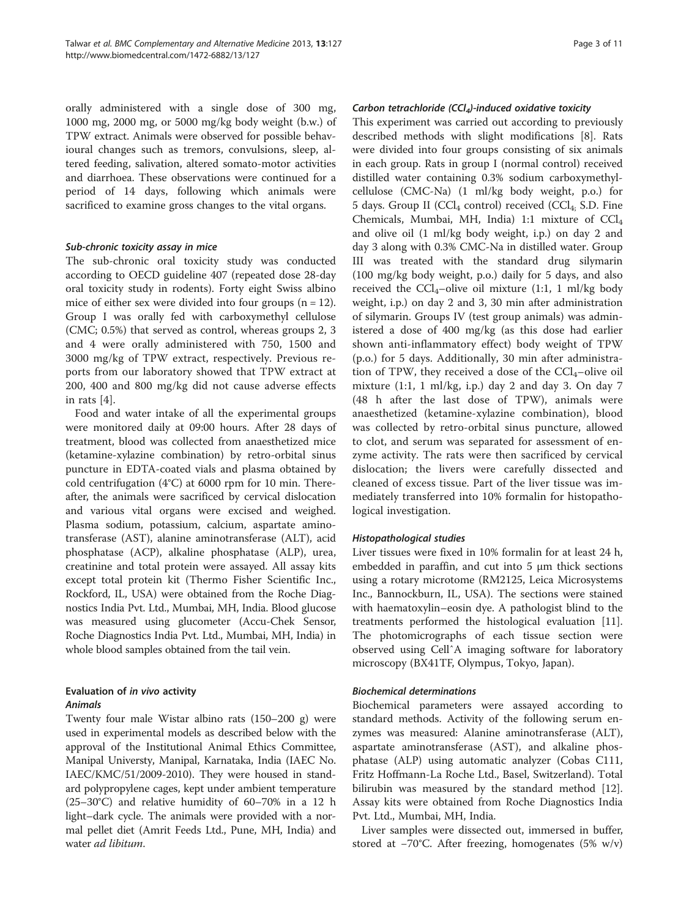orally administered with a single dose of 300 mg, 1000 mg, 2000 mg, or 5000 mg/kg body weight (b.w.) of TPW extract. Animals were observed for possible behavioural changes such as tremors, convulsions, sleep, altered feeding, salivation, altered somato-motor activities and diarrhoea. These observations were continued for a period of 14 days, following which animals were sacrificed to examine gross changes to the vital organs.

#### *Sub-chronic toxicity assay in mice*

The sub-chronic oral toxicity study was conducted according to OECD guideline 407 (repeated dose 28-day oral toxicity study in rodents). Forty eight Swiss albino mice of either sex were divided into four groups (n = 12). Group I was orally fed with carboxymethyl cellulose (CMC; 0.5%) that served as control, whereas groups 2, 3 and 4 were orally administered with 750, 1500 and 3000 mg/kg of TPW extract, respectively. Previous reports from our laboratory showed that TPW extract at 200, 400 and 800 mg/kg did not cause adverse effects in rats [4].

Food and water intake of all the experimental groups were monitored daily at 09:00 hours. After 28 days of treatment, blood was collected from anaesthetized mice (ketamine-xylazine combination) by retro-orbital sinus puncture in EDTA-coated vials and plasma obtained by cold centrifugation (4°C) at 6000 rpm for 10 min. Thereafter, the animals were sacrificed by cervical dislocation and various vital organs were excised and weighed. Plasma sodium, potassium, calcium, aspartate aminotransferase (AST), alanine aminotransferase (ALT), acid phosphatase (ACP), alkaline phosphatase (ALP), urea, creatinine and total protein were assayed. All assay kits except total protein kit (Thermo Fisher Scientific Inc., Rockford, IL, USA) were obtained from the Roche Diagnostics India Pvt. Ltd., Mumbai, MH, India. Blood glucose was measured using glucometer (Accu-Chek Sensor, Roche Diagnostics India Pvt. Ltd., Mumbai, MH, India) in whole blood samples obtained from the tail vein.

### Evaluation of *in vivo* activity

#### *Animals*

Twenty four male Wistar albino rats (150–200 g) were used in experimental models as described below with the approval of the Institutional Animal Ethics Committee, Manipal Universty, Manipal, Karnataka, India (IAEC No. IAEC/KMC/51/2009-2010). They were housed in standard polypropylene cages, kept under ambient temperature (25–30°C) and relative humidity of 60–70% in a 12 h light–dark cycle. The animals were provided with a normal pellet diet (Amrit Feeds Ltd., Pune, MH, India) and water *ad libitum*.

#### *Carbon tetrachloride ($CCl_4$)-induced oxidative toxicity*

This experiment was carried out according to previously described methods with slight modifications [8]. Rats were divided into four groups consisting of six animals in each group. Rats in group I (normal control) received distilled water containing 0.3% sodium carboxymethylcellulose (CMC-Na) (1 ml/kg body weight, p.o.) for 5 days. Group II ($CCl_4$ control) received ($CCl_4$; S.D. Fine Chemicals, Mumbai, MH, India) 1:1 mixture of $CCl_4$ and olive oil (1 ml/kg body weight, i.p.) on day 2 and day 3 along with 0.3% CMC-Na in distilled water. Group III was treated with the standard drug silymarin (100 mg/kg body weight, p.o.) daily for 5 days, and also received the $CCl_4$–olive oil mixture (1:1, 1 ml/kg body weight, i.p.) on day 2 and 3, 30 min after administration of silymarin. Groups IV (test group animals) was administered a dose of 400 mg/kg (as this dose had earlier shown anti-inflammatory effect) body weight of TPW (p.o.) for 5 days. Additionally, 30 min after administration of TPW, they received a dose of the $CCl_4$–olive oil mixture (1:1, 1 ml/kg, i.p.) day 2 and day 3. On day 7 (48 h after the last dose of TPW), animals were anaesthetized (ketamine-xylazine combination), blood was collected by retro-orbital sinus puncture, allowed to clot, and serum was separated for assessment of enzyme activity. The rats were then sacrificed by cervical dislocation; the livers were carefully dissected and cleaned of excess tissue. Part of the liver tissue was immediately transferred into 10% formalin for histopathological investigation.

#### *Histopathological studies*

Liver tissues were fixed in 10% formalin for at least 24 h, embedded in paraffin, and cut into 5 μm thick sections using a rotary microtome (RM2125, Leica Microsystems Inc., Bannockburn, IL, USA). The sections were stained with haematoxylin–eosin dye. A pathologist blind to the treatments performed the histological evaluation [11]. The photomicrographs of each tissue section were observed using Cellˆ A imaging software for laboratory microscopy (BX41TF, Olympus, Tokyo, Japan).

#### *Biochemical determinations*

Biochemical parameters were assayed according to standard methods. Activity of the following serum enzymes was measured: Alanine aminotransferase (ALT), aspartate aminotransferase (AST), and alkaline phosphatase (ALP) using automatic analyzer (Cobas C111, Fritz Hoffmann-La Roche Ltd., Basel, Switzerland). Total bilirubin was measured by the standard method [12]. Assay kits were obtained from Roche Diagnostics India Pvt. Ltd., Mumbai, MH, India.

Liver samples were dissected out, immersed in buffer, stored at −70°C. After freezing, homogenates (5% w/v)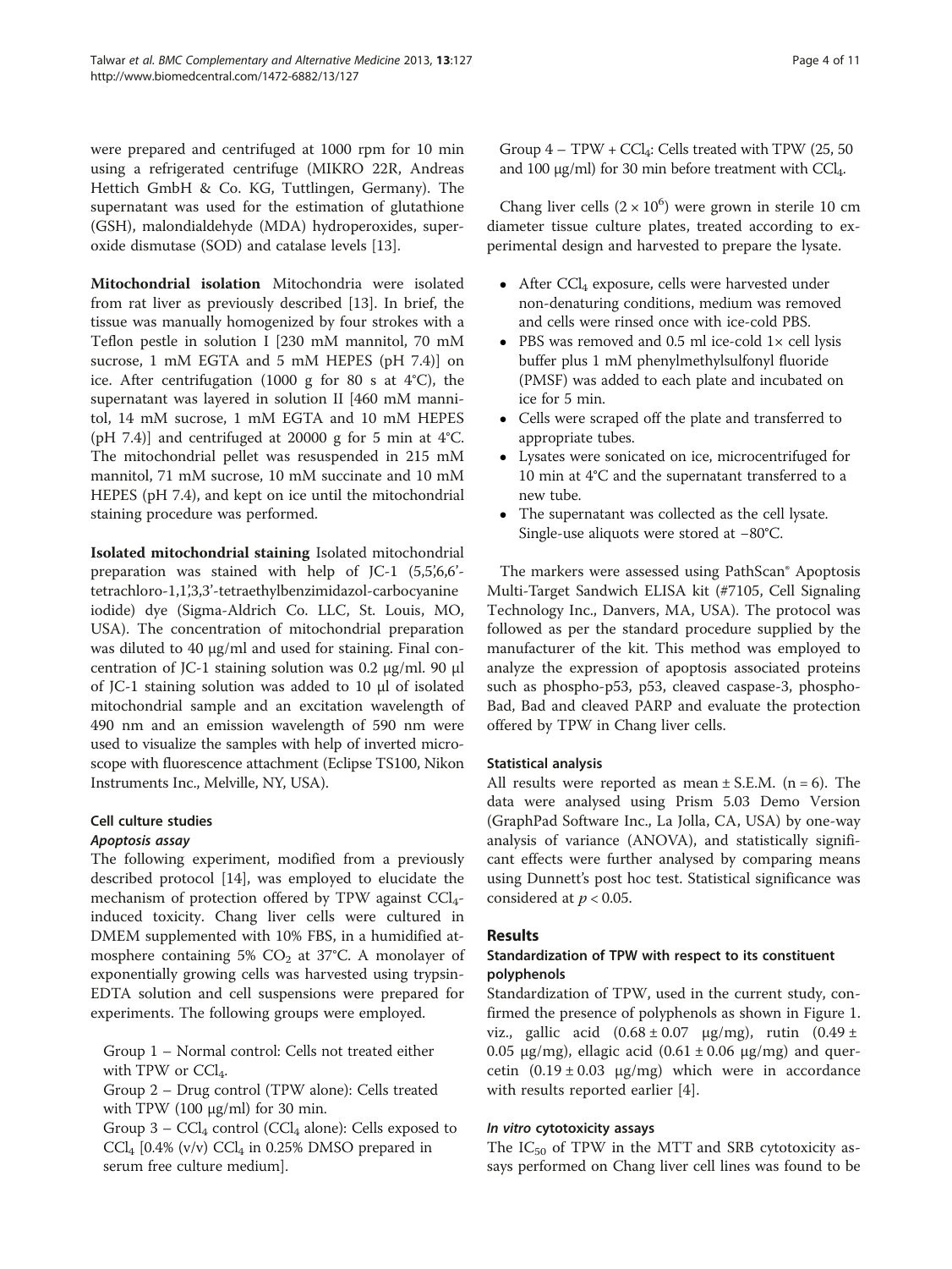were prepared and centrifuged at 1000 rpm for 10 min using a refrigerated centrifuge (MIKRO 22R, Andreas Hettich GmbH & Co. KG, Tuttlingen, Germany). The supernatant was used for the estimation of glutathione (GSH), malondialdehyde (MDA) hydroperoxides, superoxide dismutase (SOD) and catalase levels [13].

**Mitochondrial isolation** Mitochondria were isolated from rat liver as previously described [13]. In brief, the tissue was manually homogenized by four strokes with a Teflon pestle in solution I [230 mM mannitol, 70 mM sucrose, 1 mM EGTA and 5 mM HEPES (pH 7.4)] on ice. After centrifugation (1000 g for 80 s at 4°C), the supernatant was layered in solution II [460 mM mannitol, 14 mM sucrose, 1 mM EGTA and 10 mM HEPES (pH 7.4)] and centrifuged at 20000 g for 5 min at 4°C. The mitochondrial pellet was resuspended in 215 mM mannitol, 71 mM sucrose, 10 mM succinate and 10 mM HEPES (pH 7.4), and kept on ice until the mitochondrial staining procedure was performed.

**Isolated mitochondrial staining** Isolated mitochondrial preparation was stained with help of JC-1 (5,5′,6,6′-tetrachloro-1,1′,3,3′-tetraethylbenzimidazol-carbocyanine iodide) dye (Sigma-Aldrich Co. LLC, St. Louis, MO, USA). The concentration of mitochondrial preparation was diluted to 40 μg/ml and used for staining. Final concentration of JC-1 staining solution was 0.2 μg/ml. 90 μl of JC-1 staining solution was added to 10 μl of isolated mitochondrial sample and an excitation wavelength of 490 nm and an emission wavelength of 590 nm were used to visualize the samples with help of inverted microscope with fluorescence attachment (Eclipse TS100, Nikon Instruments Inc., Melville, NY, USA).

### Cell culture studies

#### *Apoptosis assay*

The following experiment, modified from a previously described protocol [14], was employed to elucidate the mechanism of protection offered by TPW against $CCl_4$-induced toxicity. Chang liver cells were cultured in DMEM supplemented with 10% FBS, in a humidified atmosphere containing 5% $CO_2$ at 37°C. A monolayer of exponentially growing cells was harvested using trypsin-EDTA solution and cell suspensions were prepared for experiments. The following groups were employed.

Group 1 – Normal control: Cells not treated either with TPW or $CCl_4$.
Group 2 – Drug control (TPW alone): Cells treated with TPW (100 μg/ml) for 30 min.
Group 3 – $CCl_4$ control ($CCl_4$ alone): Cells exposed to $CCl_4$ [0.4% (v/v) $CCl_4$ in 0.25% DMSO prepared in serum free culture medium].
Group 4 – TPW + $CCl_4$: Cells treated with TPW (25, 50 and 100 μg/ml) for 30 min before treatment with $CCl_4$.

Chang liver cells ($2 \times 10^6$) were grown in sterile 10 cm diameter tissue culture plates, treated according to experimental design and harvested to prepare the lysate.

- After $CCl_4$ exposure, cells were harvested under non-denaturing conditions, medium was removed and cells were rinsed once with ice-cold PBS.
- PBS was removed and 0.5 ml ice-cold 1× cell lysis buffer plus 1 mM phenylmethylsulfonyl fluoride (PMSF) was added to each plate and incubated on ice for 5 min.
- Cells were scraped off the plate and transferred to appropriate tubes.
- Lysates were sonicated on ice, microcentrifuged for 10 min at 4°C and the supernatant transferred to a new tube.
- The supernatant was collected as the cell lysate. Single-use aliquots were stored at −80°C.

The markers were assessed using PathScan® Apoptosis Multi-Target Sandwich ELISA kit (#7105, Cell Signaling Technology Inc., Danvers, MA, USA). The protocol was followed as per the standard procedure supplied by the manufacturer of the kit. This method was employed to analyze the expression of apoptosis associated proteins such as phospho-p53, p53, cleaved caspase-3, phospho-Bad, Bad and cleaved PARP and evaluate the protection offered by TPW in Chang liver cells.

### Statistical analysis

All results were reported as mean ± S.E.M. (n = 6). The data were analysed using Prism 5.03 Demo Version (GraphPad Software Inc., La Jolla, CA, USA) by one-way analysis of variance (ANOVA), and statistically significant effects were further analysed by comparing means using Dunnett's post hoc test. Statistical significance was considered at $p < 0.05$.

## Results

### Standardization of TPW with respect to its constituent polyphenols

Standardization of TPW, used in the current study, confirmed the presence of polyphenols as shown in Figure 1. viz., gallic acid (0.68 ± 0.07 μg/mg), rutin (0.49 ± 0.05 μg/mg), ellagic acid (0.61 ± 0.06 μg/mg) and quercetin (0.19 ± 0.03 μg/mg) which were in accordance with results reported earlier [4].

#### *In vitro* cytotoxicity assays

The $IC_{50}$ of TPW in the MTT and SRB cytotoxicity assays performed on Chang liver cell lines was found to be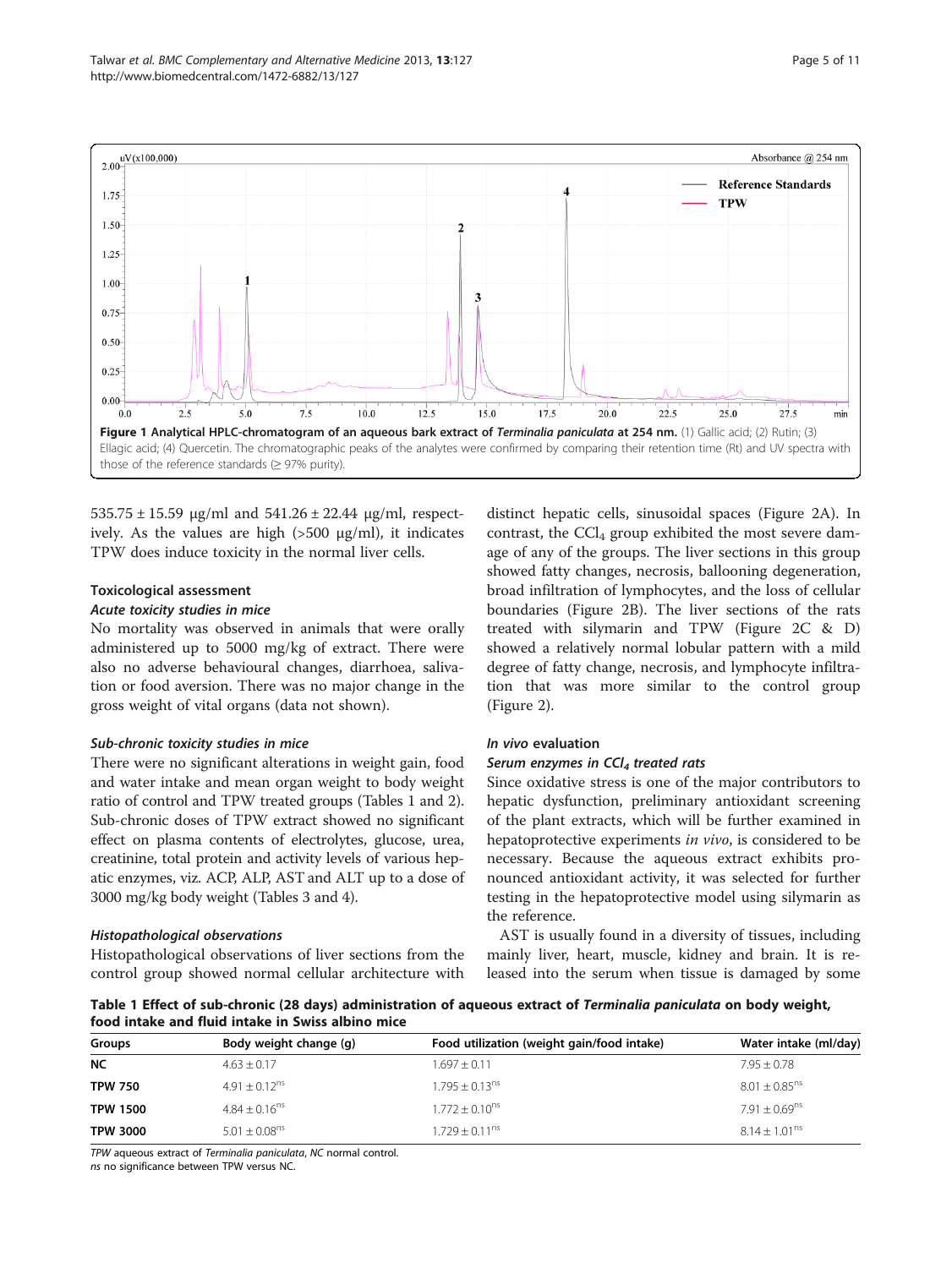**Figure 1 Analytical HPLC-chromatogram of an aqueous bark extract of *Terminalia paniculata* at 254 nm.** (1) Gallic acid; (2) Rutin; (3) Ellagic acid; (4) Quercetin. The chromatographic peaks of the analytes were confirmed by comparing their retention time (Rt) and UV spectra with those of the reference standards (≥ 97% purity).

535.75 ± 15.59 μg/ml and 541.26 ± 22.44 μg/ml, respectively. As the values are high (>500 μg/ml), it indicates TPW does induce toxicity in the normal liver cells.

### Toxicological assessment

#### *Acute toxicity studies in mice*

No mortality was observed in animals that were orally administered up to 5000 mg/kg of extract. There were also no adverse behavioural changes, diarrhoea, salivation or food aversion. There was no major change in the gross weight of vital organs (data not shown).

#### *Sub-chronic toxicity studies in mice*

There were no significant alterations in weight gain, food and water intake and mean organ weight to body weight ratio of control and TPW treated groups (Tables 1 and 2). Sub-chronic doses of TPW extract showed no significant effect on plasma contents of electrolytes, glucose, urea, creatinine, total protein and activity levels of various hepatic enzymes, viz. ACP, ALP, AST and ALT up to a dose of 3000 mg/kg body weight (Tables 3 and 4).

#### *Histopathological observations*

Histopathological observations of liver sections from the control group showed normal cellular architecture with distinct hepatic cells, sinusoidal spaces (Figure 2A). In contrast, the $CCl_4$ group exhibited the most severe damage of any of the groups. The liver sections in this group showed fatty changes, necrosis, ballooning degeneration, broad infiltration of lymphocytes, and the loss of cellular boundaries (Figure 2B). The liver sections of the rats treated with silymarin and TPW (Figure 2C & D) showed a relatively normal lobular pattern with a mild degree of fatty change, necrosis, and lymphocyte infiltration that was more similar to the control group (Figure 2).

### *In vivo* evaluation

#### *Serum enzymes in $CCl_4$ treated rats*

Since oxidative stress is one of the major contributors to hepatic dysfunction, preliminary antioxidant screening of the plant extracts, which will be further examined in hepatoprotective experiments *in vivo*, is considered to be necessary. Because the aqueous extract exhibits pronounced antioxidant activity, it was selected for further testing in the hepatoprotective model using silymarin as the reference.

AST is usually found in a diversity of tissues, including mainly liver, heart, muscle, kidney and brain. It is released into the serum when tissue is damaged by some

**Table 1 Effect of sub-chronic (28 days) administration of aqueous extract of *Terminalia paniculata* on body weight, food intake and fluid intake in Swiss albino mice**

| Groups | Body weight change (g) | Food utilization (weight gain/food intake) | Water intake (ml/day) |
|---|---|---|---|
| **NC** | 4.63 ± 0.17 | 1.697 ± 0.11 | 7.95 ± 0.78 |
| **TPW 750** | 4.91 ± 0.12[ns] | 1.795 ± 0.13[ns] | 8.01 ± 0.85[ns] |
| **TPW 1500** | 4.84 ± 0.16[ns] | 1.772 ± 0.10[ns] | 7.91 ± 0.69[ns] |
| **TPW 3000** | 5.01 ± 0.08[ns] | 1.729 ± 0.11[ns] | 8.14 ± 1.01[ns] |

*TPW* aqueous extract of *Terminalia paniculata*, *NC* normal control.
*ns* no significance between TPW versus NC.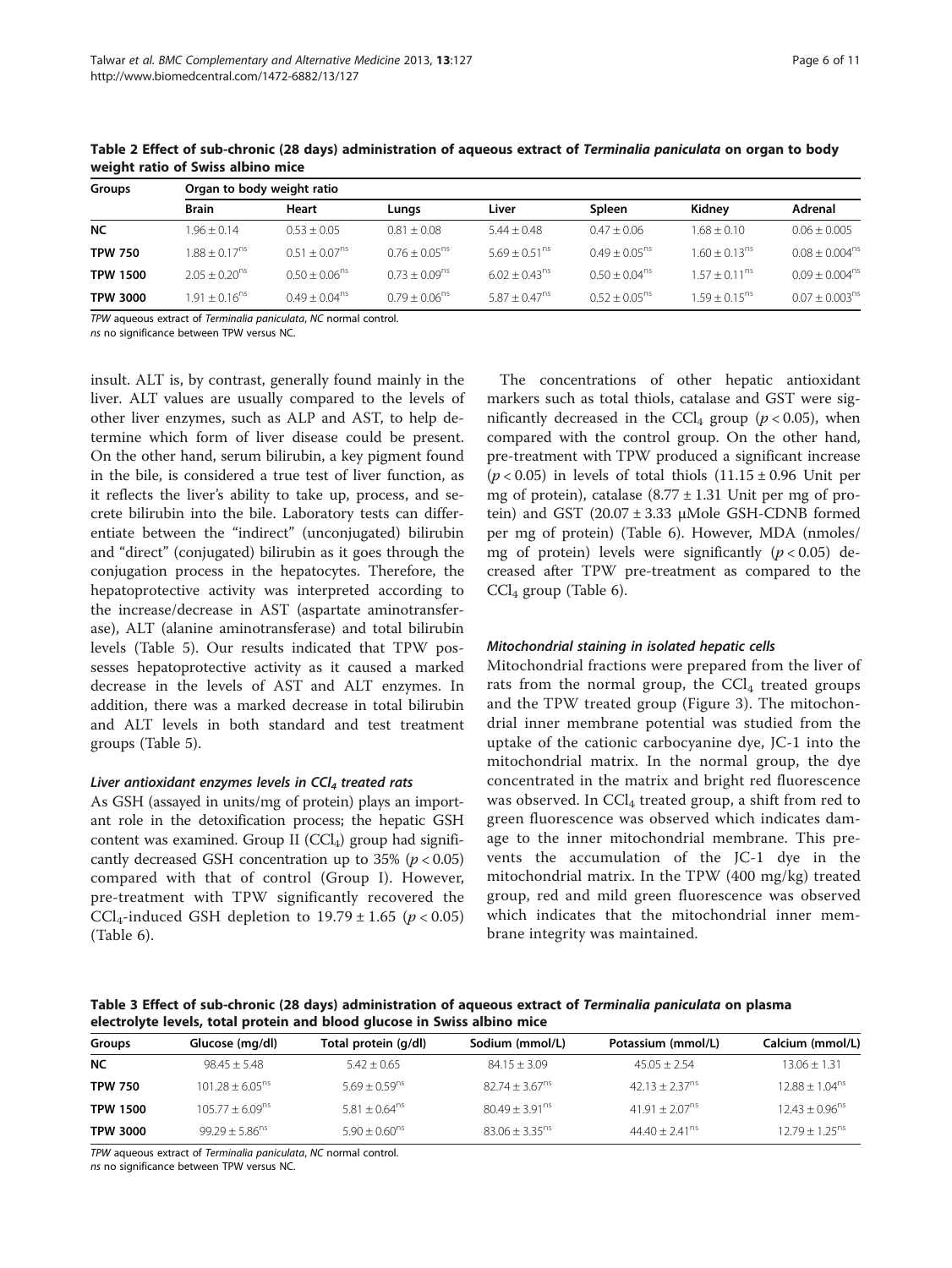**Table 2 Effect of sub-chronic (28 days) administration of aqueous extract of *Terminalia paniculata* on organ to body weight ratio of Swiss albino mice**

| Groups | Organ to body weight ratio | | | | | | |
|---|---|---|---|---|---|---|---|
| | Brain | Heart | Lungs | Liver | Spleen | Kidney | Adrenal |
| **NC** | 1.96 ± 0.14 | 0.53 ± 0.05 | 0.81 ± 0.08 | 5.44 ± 0.48 | 0.47 ± 0.06 | 1.68 ± 0.10 | 0.06 ± 0.005 |
| **TPW 750** | 1.88 ± 0.17$^{ns}$ | 0.51 ± 0.07$^{ns}$ | 0.76 ± 0.05$^{ns}$ | 5.69 ± 0.51$^{ns}$ | 0.49 ± 0.05$^{ns}$ | 1.60 ± 0.13$^{ns}$ | 0.08 ± 0.004$^{ns}$ |
| **TPW 1500** | 2.05 ± 0.20$^{ns}$ | 0.50 ± 0.06$^{ns}$ | 0.73 ± 0.09$^{ns}$ | 6.02 ± 0.43$^{ns}$ | 0.50 ± 0.04$^{ns}$ | 1.57 ± 0.11$^{ns}$ | 0.09 ± 0.004$^{ns}$ |
| **TPW 3000** | 1.91 ± 0.16$^{ns}$ | 0.49 ± 0.04$^{ns}$ | 0.79 ± 0.06$^{ns}$ | 5.87 ± 0.47$^{ns}$ | 0.52 ± 0.05$^{ns}$ | 1.59 ± 0.15$^{ns}$ | 0.07 ± 0.003$^{ns}$ |

*TPW* aqueous extract of *Terminalia paniculata*, *NC* normal control.
*ns* no significance between TPW versus NC.

insult. ALT is, by contrast, generally found mainly in the liver. ALT values are usually compared to the levels of other liver enzymes, such as ALP and AST, to help determine which form of liver disease could be present. On the other hand, serum bilirubin, a key pigment found in the bile, is considered a true test of liver function, as it reflects the liver's ability to take up, process, and secrete bilirubin into the bile. Laboratory tests can differentiate between the "indirect" (unconjugated) bilirubin and "direct" (conjugated) bilirubin as it goes through the conjugation process in the hepatocytes. Therefore, the hepatoprotective activity was interpreted according to the increase/decrease in AST (aspartate aminotransferase), ALT (alanine aminotransferase) and total bilirubin levels (Table 5). Our results indicated that TPW possesses hepatoprotective activity as it caused a marked decrease in the levels of AST and ALT enzymes. In addition, there was a marked decrease in total bilirubin and ALT levels in both standard and test treatment groups (Table 5).

### *Liver antioxidant enzymes levels in $CCl_4$ treated rats*

As GSH (assayed in units/mg of protein) plays an important role in the detoxification process; the hepatic GSH content was examined. Group II ($CCl_4$) group had significantly decreased GSH concentration up to 35% ($p < 0.05$) compared with that of control (Group I). However, pre-treatment with TPW significantly recovered the $CCl_4$-induced GSH depletion to 19.79 ± 1.65 ($p < 0.05$) (Table 6).

The concentrations of other hepatic antioxidant markers such as total thiols, catalase and GST were significantly decreased in the $CCl_4$ group ($p < 0.05$), when compared with the control group. On the other hand, pre-treatment with TPW produced a significant increase ($p < 0.05$) in levels of total thiols (11.15 ± 0.96 Unit per mg of protein), catalase (8.77 ± 1.31 Unit per mg of protein) and GST (20.07 ± 3.33 μMole GSH-CDNB formed per mg of protein) (Table 6). However, MDA (nmoles/mg of protein) levels were significantly ($p < 0.05$) decreased after TPW pre-treatment as compared to the $CCl_4$ group (Table 6).

### *Mitochondrial staining in isolated hepatic cells*

Mitochondrial fractions were prepared from the liver of rats from the normal group, the $CCl_4$ treated groups and the TPW treated group (Figure 3). The mitochondrial inner membrane potential was studied from the uptake of the cationic carbocyanine dye, JC-1 into the mitochondrial matrix. In the normal group, the dye concentrated in the matrix and bright red fluorescence was observed. In $CCl_4$ treated group, a shift from red to green fluorescence was observed which indicates damage to the inner mitochondrial membrane. This prevents the accumulation of the JC-1 dye in the mitochondrial matrix. In the TPW (400 mg/kg) treated group, red and mild green fluorescence was observed which indicates that the mitochondrial inner membrane integrity was maintained.

**Table 3 Effect of sub-chronic (28 days) administration of aqueous extract of *Terminalia paniculata* on plasma electrolyte levels, total protein and blood glucose in Swiss albino mice**

| Groups | Glucose (mg/dl) | Total protein (g/dl) | Sodium (mmol/L) | Potassium (mmol/L) | Calcium (mmol/L) |
|---|---|---|---|---|---|
| **NC** | 98.45 ± 5.48 | 5.42 ± 0.65 | 84.15 ± 3.09 | 45.05 ± 2.54 | 13.06 ± 1.31 |
| **TPW 750** | 101.28 ± 6.05$^{ns}$ | 5.69 ± 0.59$^{ns}$ | 82.74 ± 3.67$^{ns}$ | 42.13 ± 2.37$^{ns}$ | 12.88 ± 1.04$^{ns}$ |
| **TPW 1500** | 105.77 ± 6.09$^{ns}$ | 5.81 ± 0.64$^{ns}$ | 80.49 ± 3.91$^{ns}$ | 41.91 ± 2.07$^{ns}$ | 12.43 ± 0.96$^{ns}$ |
| **TPW 3000** | 99.29 ± 5.86$^{ns}$ | 5.90 ± 0.60$^{ns}$ | 83.06 ± 3.35$^{ns}$ | 44.40 ± 2.41$^{ns}$ | 12.79 ± 1.25$^{ns}$ |

*TPW* aqueous extract of *Terminalia paniculata*, *NC* normal control.
*ns* no significance between TPW versus NC.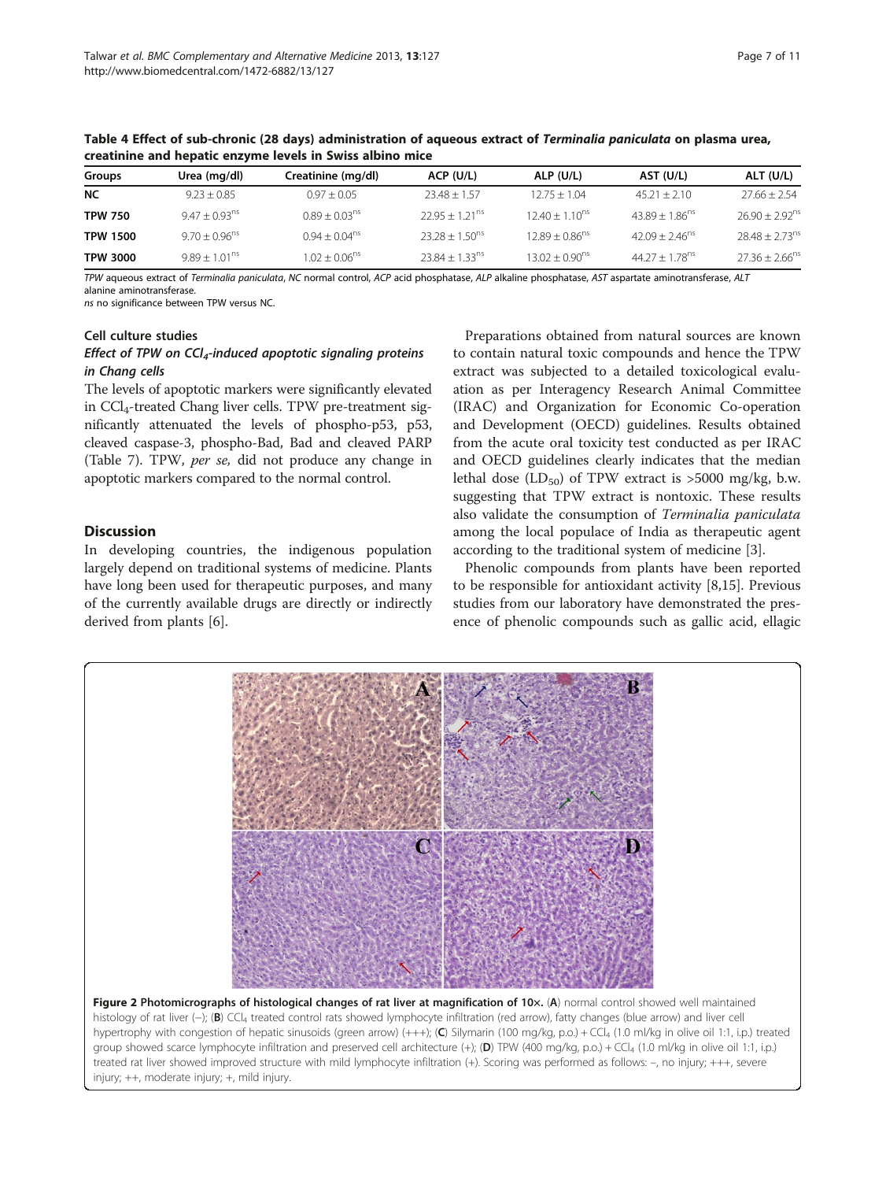**Table 4 Effect of sub-chronic (28 days) administration of aqueous extract of *Terminalia paniculata* on plasma urea, creatinine and hepatic enzyme levels in Swiss albino mice**

| Groups | Urea (mg/dl) | Creatinine (mg/dl) | ACP (U/L) | ALP (U/L) | AST (U/L) | ALT (U/L) |
|---|---|---|---|---|---|---|
| **NC** | 9.23 ± 0.85 | 0.97 ± 0.05 | 23.48 ± 1.57 | 12.75 ± 1.04 | 45.21 ± 2.10 | 27.66 ± 2.54 |
| **TPW 750** | 9.47 ± 0.93[ns] | 0.89 ± 0.03[ns] | 22.95 ± 1.21[ns] | 12.40 ± 1.10[ns] | 43.89 ± 1.86[ns] | 26.90 ± 2.92[ns] |
| **TPW 1500** | 9.70 ± 0.96[ns] | 0.94 ± 0.04[ns] | 23.28 ± 1.50[ns] | 12.89 ± 0.86[ns] | 42.09 ± 2.46[ns] | 28.48 ± 2.73[ns] |
| **TPW 3000** | 9.89 ± 1.01[ns] | 1.02 ± 0.06[ns] | 23.84 ± 1.33[ns] | 13.02 ± 0.90[ns] | 44.27 ± 1.78[ns] | 27.36 ± 2.66[ns] |

*TPW* aqueous extract of *Terminalia paniculata*, *NC* normal control, *ACP* acid phosphatase, *ALP* alkaline phosphatase, *AST* aspartate aminotransferase, *ALT* alanine aminotransferase.
*ns* no significance between TPW versus NC.

### Cell culture studies

#### *Effect of TPW on $CCl_4$-induced apoptotic signaling proteins in Chang cells*

The levels of apoptotic markers were significantly elevated in $CCl_4$-treated Chang liver cells. TPW pre-treatment significantly attenuated the levels of phospho-p53, p53, cleaved caspase-3, phospho-Bad, Bad and cleaved PARP (Table 7). TPW, *per se*, did not produce any change in apoptotic markers compared to the normal control.

## Discussion

In developing countries, the indigenous population largely depend on traditional systems of medicine. Plants have long been used for therapeutic purposes, and many of the currently available drugs are directly or indirectly derived from plants [6].

Preparations obtained from natural sources are known to contain natural toxic compounds and hence the TPW extract was subjected to a detailed toxicological evaluation as per Interagency Research Animal Committee (IRAC) and Organization for Economic Co-operation and Development (OECD) guidelines. Results obtained from the acute oral toxicity test conducted as per IRAC and OECD guidelines clearly indicates that the median lethal dose ($LD_{50}$) of TPW extract is >5000 mg/kg, b.w. suggesting that TPW extract is nontoxic. These results also validate the consumption of *Terminalia paniculata* among the local populace of India as therapeutic agent according to the traditional system of medicine [3].

Phenolic compounds from plants have been reported to be responsible for antioxidant activity [8,15]. Previous studies from our laboratory have demonstrated the presence of phenolic compounds such as gallic acid, ellagic

**Figure 2 Photomicrographs of histological changes of rat liver at magnification of 10×.** (**A**) normal control showed well maintained histology of rat liver (–); (**B**) $CCl_4$ treated control rats showed lymphocyte infiltration (red arrow), fatty changes (blue arrow) and liver cell hypertrophy with congestion of hepatic sinusoids (green arrow) (+++); (**C**) Silymarin (100 mg/kg, p.o.) + $CCl_4$ (1.0 ml/kg in olive oil 1:1, i.p.) treated group showed scarce lymphocyte infiltration and preserved cell architecture (+); (**D**) TPW (400 mg/kg, p.o.) + $CCl_4$ (1.0 ml/kg in olive oil 1:1, i.p.) treated rat liver showed improved structure with mild lymphocyte infiltration (+). Scoring was performed as follows: –, no injury; +++, severe injury; ++, moderate injury; +, mild injury.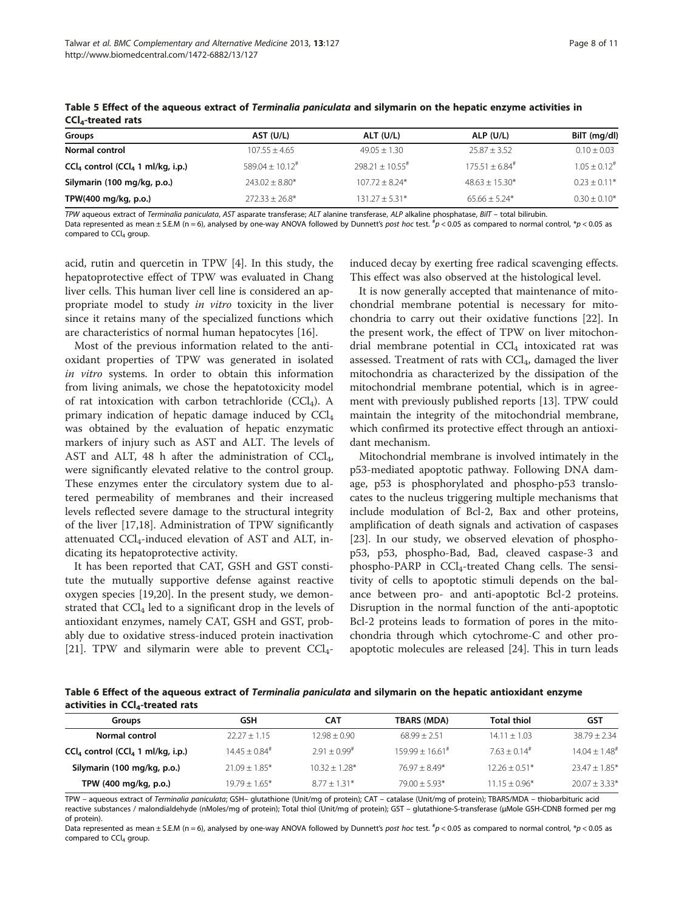**Table 5 Effect of the aqueous extract of *Terminalia paniculata* and silymarin on the hepatic enzyme activities in $CCl_4$-treated rats**

| Groups | AST (U/L) | ALT (U/L) | ALP (U/L) | BilT (mg/dl) |
|---|---|---|---|---|
| **Normal control** | 107.55 ± 4.65 | 49.05 ± 1.30 | 25.87 ± 3.52 | 0.10 ± 0.03 |
| **$CCl_4$ control ($CCl_4$ 1 ml/kg, i.p.)** | 589.04 ± 10.12[#] | 298.21 ± 10.55[#] | 175.51 ± 6.84[#] | 1.05 ± 0.12[#] |
| **Silymarin (100 mg/kg, p.o.)** | 243.02 ± 8.80* | 107.72 ± 8.24* | 48.63 ± 15.30* | 0.23 ± 0.11* |
| **TPW(400 mg/kg, p.o.)** | 272.33 ± 26.8* | 131.27 ± 5.31* | 65.66 ± 5.24* | 0.30 ± 0.10* |

*TPW* aqueous extract of *Terminalia paniculata*, *AST* asparate transferase; *ALT* alanine transferase, *ALP* alkaline phosphatase, *BilT* – total bilirubin.
Data represented as mean ± S.E.M (n = 6), analysed by one-way ANOVA followed by Dunnett's *post hoc* test. [#]$p < 0.05$ as compared to normal control, *$p < 0.05$ as compared to $CCl_4$ group.

acid, rutin and quercetin in TPW [4]. In this study, the hepatoprotective effect of TPW was evaluated in Chang liver cells. This human liver cell line is considered an appropriate model to study *in vitro* toxicity in the liver since it retains many of the specialized functions which are characteristics of normal human hepatocytes [16].

Most of the previous information related to the antioxidant properties of TPW was generated in isolated *in vitro* systems. In order to obtain this information from living animals, we chose the hepatotoxicity model of rat intoxication with carbon tetrachloride ($CCl_4$). A primary indication of hepatic damage induced by $CCl_4$ was obtained by the evaluation of hepatic enzymatic markers of injury such as AST and ALT. The levels of AST and ALT, 48 h after the administration of $CCl_4$, were significantly elevated relative to the control group. These enzymes enter the circulatory system due to altered permeability of membranes and their increased levels reflected severe damage to the structural integrity of the liver [17,18]. Administration of TPW significantly attenuated $CCl_4$-induced elevation of AST and ALT, indicating its hepatoprotective activity.

It has been reported that CAT, GSH and GST constitute the mutually supportive defense against reactive oxygen species [19,20]. In the present study, we demonstrated that $CCl_4$ led to a significant drop in the levels of antioxidant enzymes, namely CAT, GSH and GST, probably due to oxidative stress-induced protein inactivation [21]. TPW and silymarin were able to prevent $CCl_4$-induced decay by exerting free radical scavenging effects. This effect was also observed at the histological level.

It is now generally accepted that maintenance of mitochondrial membrane potential is necessary for mitochondria to carry out their oxidative functions [22]. In the present work, the effect of TPW on liver mitochondrial membrane potential in $CCl_4$ intoxicated rat was assessed. Treatment of rats with $CCl_4$, damaged the liver mitochondria as characterized by the dissipation of the mitochondrial membrane potential, which is in agreement with previously published reports [13]. TPW could maintain the integrity of the mitochondrial membrane, which confirmed its protective effect through an antioxidant mechanism.

Mitochondrial membrane is involved intimately in the p53-mediated apoptotic pathway. Following DNA damage, p53 is phosphorylated and phospho-p53 translocates to the nucleus triggering multiple mechanisms that include modulation of Bcl-2, Bax and other proteins, amplification of death signals and activation of caspases [23]. In our study, we observed elevation of phospho-p53, p53, phospho-Bad, Bad, cleaved caspase-3 and phospho-PARP in $CCl_4$-treated Chang cells. The sensitivity of cells to apoptotic stimuli depends on the balance between pro- and anti-apoptotic Bcl-2 proteins. Disruption in the normal function of the anti-apoptotic Bcl-2 proteins leads to formation of pores in the mitochondria through which cytochrome-C and other proapoptotic molecules are released [24]. This in turn leads

**Table 6 Effect of the aqueous extract of *Terminalia paniculata* and silymarin on the hepatic antioxidant enzyme activities in $CCl_4$-treated rats**

| Groups | GSH | CAT | TBARS (MDA) | Total thiol | GST |
|---|---|---|---|---|---|
| **Normal control** | 22.27 ± 1.15 | 12.98 ± 0.90 | 68.99 ± 2.51 | 14.11 ± 1.03 | 38.79 ± 2.34 |
| **$CCl_4$ control ($CCl_4$ 1 ml/kg, i.p.)** | 14.45 ± 0.84[#] | 2.91 ± 0.99[#] | 159.99 ± 16.61[#] | 7.63 ± 0.14[#] | 14.04 ± 1.48[#] |
| **Silymarin (100 mg/kg, p.o.)** | 21.09 ± 1.85* | 10.32 ± 1.28* | 76.97 ± 8.49* | 12.26 ± 0.51* | 23.47 ± 1.85* |
| **TPW (400 mg/kg, p.o.)** | 19.79 ± 1.65* | 8.77 ± 1.31* | 79.00 ± 5.93* | 11.15 ± 0.96* | 20.07 ± 3.33* |

TPW – aqueous extract of *Terminalia paniculata*; GSH– glutathione (Unit/mg of protein); CAT – catalase (Unit/mg of protein); TBARS/MDA – thiobarbituric acid reactive substances / malondialdehyde (nMoles/mg of protein); Total thiol (Unit/mg of protein); GST – glutathione-S-transferase (μMole GSH-CDNB formed per mg of protein).
Data represented as mean ± S.E.M (n = 6), analysed by one-way ANOVA followed by Dunnett's *post hoc* test. [#]$p < 0.05$ as compared to normal control, *$p < 0.05$ as compared to $CCl_4$ group.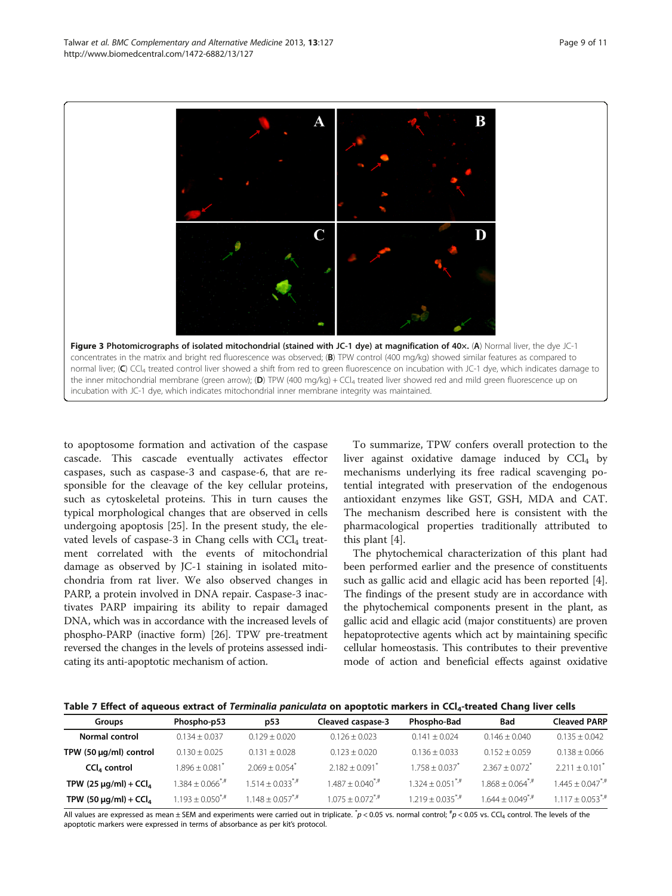**Figure 3 Photomicrographs of isolated mitochondrial (stained with JC-1 dye) at magnification of 40×.** (**A**) Normal liver, the dye JC-1 concentrates in the matrix and bright red fluorescence was observed; (**B**) TPW control (400 mg/kg) showed similar features as compared to normal liver; (**C**) $CCl_4$ treated control liver showed a shift from red to green fluorescence on incubation with JC-1 dye, which indicates damage to the inner mitochondrial membrane (green arrow); (**D**) TPW (400 mg/kg) + $CCl_4$ treated liver showed red and mild green fluorescence up on incubation with JC-1 dye, which indicates mitochondrial inner membrane integrity was maintained.

to apoptosome formation and activation of the caspase cascade. This cascade eventually activates effector caspases, such as caspase-3 and caspase-6, that are responsible for the cleavage of the key cellular proteins, such as cytoskeletal proteins. This in turn causes the typical morphological changes that are observed in cells undergoing apoptosis [25]. In the present study, the elevated levels of caspase-3 in Chang cells with $CCl_4$ treatment correlated with the events of mitochondrial damage as observed by JC-1 staining in isolated mitochondria from rat liver. We also observed changes in PARP, a protein involved in DNA repair. Caspase-3 inactivates PARP impairing its ability to repair damaged DNA, which was in accordance with the increased levels of phospho-PARP (inactive form) [26]. TPW pre-treatment reversed the changes in the levels of proteins assessed indicating its anti-apoptotic mechanism of action.

To summarize, TPW confers overall protection to the liver against oxidative damage induced by $CCl_4$ by mechanisms underlying its free radical scavenging potential integrated with preservation of the endogenous antioxidant enzymes like GST, GSH, MDA and CAT. The mechanism described here is consistent with the pharmacological properties traditionally attributed to this plant [4].

The phytochemical characterization of this plant had been performed earlier and the presence of constituents such as gallic acid and ellagic acid has been reported [4]. The findings of the present study are in accordance with the phytochemical components present in the plant, as gallic acid and ellagic acid (major constituents) are proven hepatoprotective agents which act by maintaining specific cellular homeostasis. This contributes to their preventive mode of action and beneficial effects against oxidative

**Table 7 Effect of aqueous extract of *Terminalia paniculata* on apoptotic markers in $CCl_4$-treated Chang liver cells**

| Groups | Phospho-p53 | p53 | Cleaved caspase-3 | Phospho-Bad | Bad | Cleaved PARP |
|---|---|---|---|---|---|---|
| Normal control | 0.134 ± 0.037 | 0.129 ± 0.020 | 0.126 ± 0.023 | 0.141 ± 0.024 | 0.146 ± 0.040 | 0.135 ± 0.042 |
| TPW (50 μg/ml) control | 0.130 ± 0.025 | 0.131 ± 0.028 | 0.123 ± 0.020 | 0.136 ± 0.033 | 0.152 ± 0.059 | 0.138 ± 0.066 |
| $CCl_4$ control | 1.896 ± 0.081* | 2.069 ± 0.054* | 2.182 ± 0.091* | 1.758 ± 0.037* | 2.367 ± 0.072* | 2.211 ± 0.101* |
| TPW (25 μg/ml) + $CCl_4$ | 1.384 ± 0.066*,# | 1.514 ± 0.033*,# | 1.487 ± 0.040*,# | 1.324 ± 0.051*,# | 1.868 ± 0.064*,# | 1.445 ± 0.047*,# |
| TPW (50 μg/ml) + $CCl_4$ | 1.193 ± 0.050*,# | 1.148 ± 0.057*,# | 1.075 ± 0.072*,# | 1.219 ± 0.035*,# | 1.644 ± 0.049*,# | 1.117 ± 0.053*,# |

All values are expressed as mean ± SEM and experiments were carried out in triplicate. *$p < 0.05$ vs. normal control; #$p < 0.05$ vs. $CCl_4$ control. The levels of the apoptotic markers were expressed in terms of absorbance as per kit's protocol.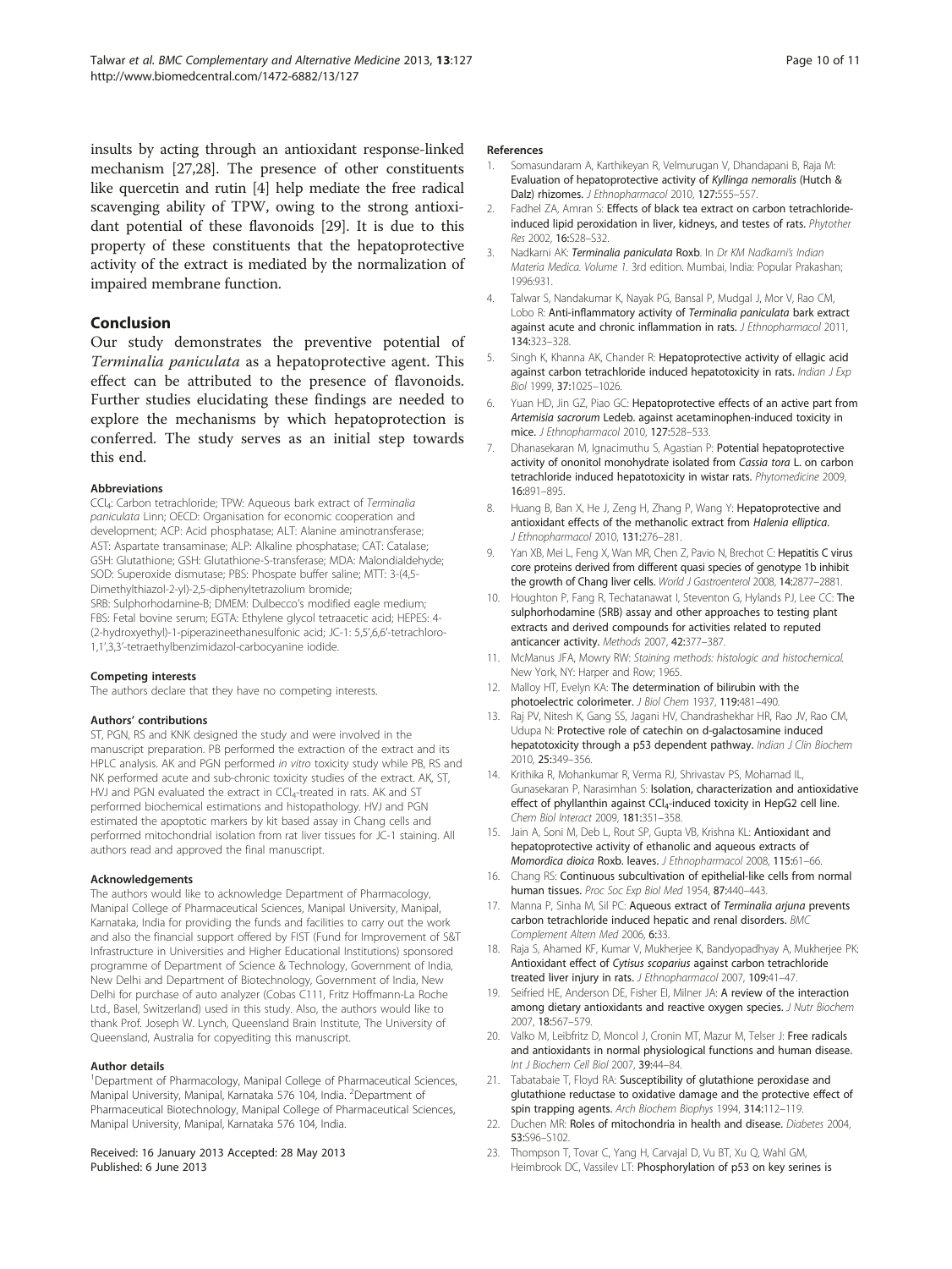insults by acting through an antioxidant response-linked mechanism [27,28]. The presence of other constituents like quercetin and rutin [4] help mediate the free radical scavenging ability of TPW, owing to the strong antioxidant potential of these flavonoids [29]. It is due to this property of these constituents that the hepatoprotective activity of the extract is mediated by the normalization of impaired membrane function.

## Conclusion

Our study demonstrates the preventive potential of *Terminalia paniculata* as a hepatoprotective agent. This effect can be attributed to the presence of flavonoids. Further studies elucidating these findings are needed to explore the mechanisms by which hepatoprotection is conferred. The study serves as an initial step towards this end.

#### Abbreviations

$CCl_4$: Carbon tetrachloride; TPW: Aqueous bark extract of *Terminalia paniculata* Linn; OECD: Organisation for economic cooperation and development; ACP: Acid phosphatase; ALT: Alanine aminotransferase; AST: Aspartate transaminase; ALP: Alkaline phosphatase; CAT: Catalase; GSH: Glutathione; GSH: Glutathione-S-transferase; MDA: Malondialdehyde; SOD: Superoxide dismutase; PBS: Phospate buffer saline; MTT: 3-(4,5-Dimethylthiazol-2-yl)-2,5-diphenyltetrazolium bromide; SRB: Sulphorhodamine-B; DMEM: Dulbecco's modified eagle medium; FBS: Fetal bovine serum; EGTA: Ethylene glycol tetraacetic acid; HEPES: 4-(2-hydroxyethyl)-1-piperazineethanesulfonic acid; JC-1: 5,5',6,6'-tetrachloro-1,1',3,3'-tetraethylbenzimidazol-carbocyanine iodide.

#### Competing interests

The authors declare that they have no competing interests.

#### Authors' contributions

ST, PGN, RS and KNK designed the study and were involved in the manuscript preparation. PB performed the extraction of the extract and its HPLC analysis. AK and PGN performed *in vitro* toxicity study while PB, RS and NK performed acute and sub-chronic toxicity studies of the extract. AK, ST, HVJ and PGN evaluated the extract in $CCl_4$-treated in rats. AK and ST performed biochemical estimations and histopathology. HVJ and PGN estimated the apoptotic markers by kit based assay in Chang cells and performed mitochondrial isolation from rat liver tissues for JC-1 staining. All authors read and approved the final manuscript.

#### Acknowledgements

The authors would like to acknowledge Department of Pharmacology, Manipal College of Pharmaceutical Sciences, Manipal University, Manipal, Karnataka, India for providing the funds and facilities to carry out the work and also the financial support offered by FIST (Fund for Improvement of S&T Infrastructure in Universities and Higher Educational Institutions) sponsored programme of Department of Science & Technology, Government of India, New Delhi and Department of Biotechnology, Government of India, New Delhi for purchase of auto analyzer (Cobas C111, Fritz Hoffmann-La Roche Ltd., Basel, Switzerland) used in this study. Also, the authors would like to thank Prof. Joseph W. Lynch, Queensland Brain Institute, The University of Queensland, Australia for copyediting this manuscript.

#### Author details

[1]Department of Pharmacology, Manipal College of Pharmaceutical Sciences, Manipal University, Manipal, Karnataka 576 104, India. [2]Department of Pharmaceutical Biotechnology, Manipal College of Pharmaceutical Sciences, Manipal University, Manipal, Karnataka 576 104, India.

Received: 16 January 2013 Accepted: 28 May 2013
Published: 6 June 2013

#### References

1. Somasundaram A, Karthikeyan R, Velmurugan V, Dhandapani B, Raja M: **Evaluation of hepatoprotective activity of *Kyllinga nemoralis* (Hutch & Dalz) rhizomes.** *J Ethnopharmacol* 2010, **127**:555–557.
2. Fadhel ZA, Amran S: **Effects of black tea extract on carbon tetrachloride-induced lipid peroxidation in liver, kidneys, and testes of rats.** *Phytother Res* 2002, **16**:S28–S32.
3. Nadkarni AK: ***Terminalia paniculata* Roxb**. In *Dr KM Nadkarni's Indian Materia Medica. Volume 1.* 3rd edition. Mumbai, India: Popular Prakashan; 1996:931.
4. Talwar S, Nandakumar K, Nayak PG, Bansal P, Mudgal J, Mor V, Rao CM, Lobo R: **Anti-inflammatory activity of *Terminalia paniculata* bark extract against acute and chronic inflammation in rats.** *J Ethnopharmacol* 2011, **134**:323–328.
5. Singh K, Khanna AK, Chander R: **Hepatoprotective activity of ellagic acid against carbon tetrachloride induced hepatotoxicity in rats.** *Indian J Exp Biol* 1999, **37**:1025–1026.
6. Yuan HD, Jin GZ, Piao GC: **Hepatoprotective effects of an active part from *Artemisia sacrorum* Ledeb. against acetaminophen-induced toxicity in mice.** *J Ethnopharmacol* 2010, **127**:528–533.
7. Dhanasekaran M, Ignacimuthu S, Agastian P: **Potential hepatoprotective activity of ononitol monohydrate isolated from *Cassia tora* L. on carbon tetrachloride induced hepatotoxicity in wistar rats.** *Phytomedicine* 2009, **16**:891–895.
8. Huang B, Ban X, He J, Zeng H, Zhang P, Wang Y: **Hepatoprotective and antioxidant effects of the methanolic extract from *Halenia elliptica*.** *J Ethnopharmacol* 2010, **131**:276–281.
9. Yan XB, Mei L, Feng X, Wan MR, Chen Z, Pavio N, Brechot C: **Hepatitis C virus core proteins derived from different quasi species of genotype 1b inhibit the growth of Chang liver cells.** *World J Gastroenterol* 2008, **14**:2877–2881.
10. Houghton P, Fang R, Techatanawat I, Steventon G, Hylands PJ, Lee CC: **The sulphorhodamine (SRB) assay and other approaches to testing plant extracts and derived compounds for activities related to reputed anticancer activity.** *Methods* 2007, **42**:377–387.
11. McManus JFA, Mowry RW: *Staining methods: histologic and histochemical.* New York, NY: Harper and Row; 1965.
12. Malloy HT, Evelyn KA: **The determination of bilirubin with the photoelectric colorimeter.** *J Biol Chem* 1937, **119**:481–490.
13. Raj PV, Nitesh K, Gang SS, Jagani HV, Chandrashekhar HR, Rao JV, Rao CM, Udupa N: **Protective role of catechin on d-galactosamine induced hepatotoxicity through a p53 dependent pathway.** *Indian J Clin Biochem* 2010, **25**:349–356.
14. Krithika R, Mohankumar R, Verma RJ, Shrivastav PS, Mohamad IL, Gunasekaran P, Narasimhan S: **Isolation, characterization and antioxidative effect of phyllanthin against $CCl_4$-induced toxicity in HepG2 cell line.** *Chem Biol Interact* 2009, **181**:351–358.
15. Jain A, Soni M, Deb L, Rout SP, Gupta VB, Krishna KL: **Antioxidant and hepatoprotective activity of ethanolic and aqueous extracts of *Momordica dioica* Roxb. leaves.** *J Ethnopharmacol* 2008, **115**:61–66.
16. Chang RS: **Continuous subcultivation of epithelial-like cells from normal human tissues.** *Proc Soc Exp Biol Med* 1954, **87**:440–443.
17. Manna P, Sinha M, Sil PC: **Aqueous extract of *Terminalia arjuna* prevents carbon tetrachloride induced hepatic and renal disorders.** *BMC Complement Altern Med* 2006, **6**:33.
18. Raja S, Ahamed KF, Kumar V, Mukherjee K, Bandyopadhyay A, Mukherjee PK: **Antioxidant effect of *Cytisus scoparius* against carbon tetrachloride treated liver injury in rats.** *J Ethnopharmacol* 2007, **109**:41–47.
19. Seifried HE, Anderson DE, Fisher EI, Milner JA: **A review of the interaction among dietary antioxidants and reactive oxygen species.** *J Nutr Biochem* 2007, **18**:567–579.
20. Valko M, Leibfritz D, Moncol J, Cronin MT, Mazur M, Telser J: **Free radicals and antioxidants in normal physiological functions and human disease.** *Int J Biochem Cell Biol* 2007, **39**:44–84.
21. Tabatabaie T, Floyd RA: **Susceptibility of glutathione peroxidase and glutathione reductase to oxidative damage and the protective effect of spin trapping agents.** *Arch Biochem Biophys* 1994, **314**:112–119.
22. Duchen MR: **Roles of mitochondria in health and disease.** *Diabetes* 2004, **53**:S96–S102.
23. Thompson T, Tovar C, Yang H, Carvajal D, Vu BT, Xu Q, Wahl GM, Heimbrook DC, Vassilev LT: **Phosphorylation of p53 on key serines is**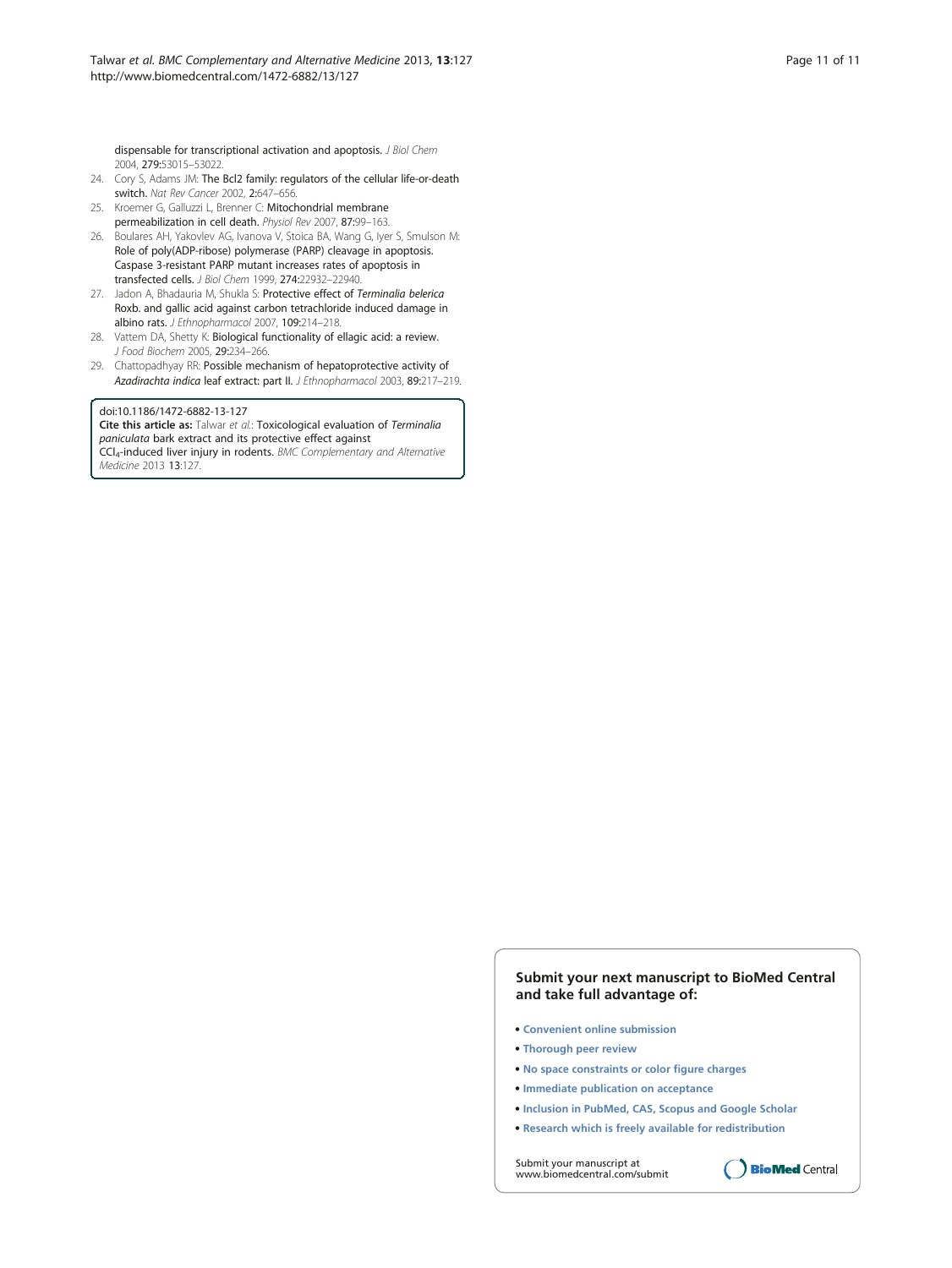dispensable for transcriptional activation and apoptosis. *J Biol Chem* 2004, **279:**53015–53022.

24. Cory S, Adams JM: **The Bcl2 family: regulators of the cellular life-or-death switch.** *Nat Rev Cancer* 2002, **2:**647–656.
25. Kroemer G, Galluzzi L, Brenner C: **Mitochondrial membrane permeabilization in cell death.** *Physiol Rev* 2007, **87:**99–163.
26. Boulares AH, Yakovlev AG, Ivanova V, Stoica BA, Wang G, Iyer S, Smulson M: **Role of poly(ADP-ribose) polymerase (PARP) cleavage in apoptosis. Caspase 3-resistant PARP mutant increases rates of apoptosis in transfected cells.** *J Biol Chem* 1999, **274:**22932–22940.
27. Jadon A, Bhadauria M, Shukla S: **Protective effect of *Terminalia belerica* Roxb. and gallic acid against carbon tetrachloride induced damage in albino rats.** *J Ethnopharmacol* 2007, **109:**214–218.
28. Vattem DA, Shetty K: **Biological functionality of ellagic acid: a review.** *J Food Biochem* 2005, **29:**234–266.
29. Chattopadhyay RR: **Possible mechanism of hepatoprotective activity of *Azadirachta indica* leaf extract: part II.** *J Ethnopharmacol* 2003, **89:**217–219.

doi:10.1186/1472-6882-13-127
**Cite this article as:** Talwar *et al.*: Toxicological evaluation of *Terminalia paniculata* bark extract and its protective effect against $CCl_4$-induced liver injury in rodents. *BMC Complementary and Alternative Medicine* 2013 **13**:127.

**Submit your next manuscript to BioMed Central and take full advantage of:**

- **Convenient online submission**
- **Thorough peer review**
- **No space constraints or color figure charges**
- **Immediate publication on acceptance**
- **Inclusion in PubMed, CAS, Scopus and Google Scholar**
- **Research which is freely available for redistribution**

Submit your manuscript at
www.biomedcentral.com/submit

BioMed Central